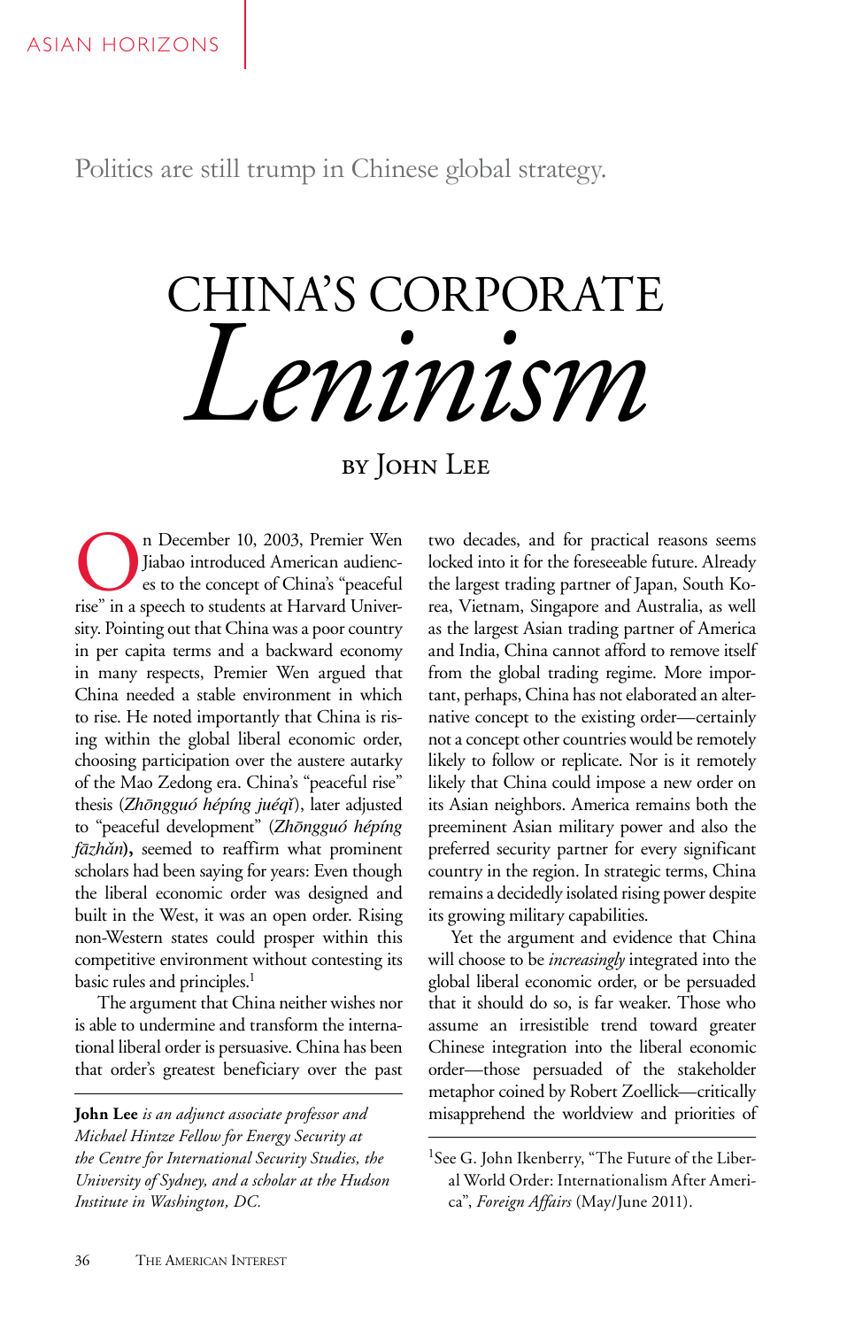ASIAN HORIZONS

Politics are still trump in Chinese global strategy.

# CHINA'S CORPORATE *Leninism*

### BY JOHN LEE

On December 10, 2003, Premier Wen Jiabao introduced American audiences to the concept of China's "peaceful rise" in a speech to students at Harvard University. Pointing out that China was a poor country in per capita terms and a backward economy in many respects, Premier Wen argued that China needed a stable environment in which to rise. He noted importantly that China is rising within the global liberal economic order, choosing participation over the austere autarky of the Mao Zedong era. China's "peaceful rise" thesis (*Zhōngguó hépíng juéqǐ*), later adjusted to "peaceful development" (*Zhōngguó hépíng fāzhǎn*)**,** seemed to reaffirm what prominent scholars had been saying for years: Even though the liberal economic order was designed and built in the West, it was an open order. Rising non-Western states could prosper within this competitive environment without contesting its basic rules and principles.[1]

The argument that China neither wishes nor is able to undermine and transform the international liberal order is persuasive. China has been that order's greatest beneficiary over the past two decades, and for practical reasons seems locked into it for the foreseeable future. Already the largest trading partner of Japan, South Korea, Vietnam, Singapore and Australia, as well as the largest Asian trading partner of America and India, China cannot afford to remove itself from the global trading regime. More important, perhaps, China has not elaborated an alternative concept to the existing order—certainly not a concept other countries would be remotely likely to follow or replicate. Nor is it remotely likely that China could impose a new order on its Asian neighbors. America remains both the preeminent Asian military power and also the preferred security partner for every significant country in the region. In strategic terms, China remains a decidedly isolated rising power despite its growing military capabilities.

Yet the argument and evidence that China will choose to be *increasingly* integrated into the global liberal economic order, or be persuaded that it should do so, is far weaker. Those who assume an irresistible trend toward greater Chinese integration into the liberal economic order—those persuaded of the stakeholder metaphor coined by Robert Zoellick—critically misapprehend the worldview and priorities of

**John Lee** *is an adjunct associate professor and Michael Hintze Fellow for Energy Security at the Centre for International Security Studies, the University of Sydney, and a scholar at the Hudson Institute in Washington, DC.*

[1] See G. John Ikenberry, "The Future of the Liberal World Order: Internationalism After America", *Foreign Affairs* (May/June 2011).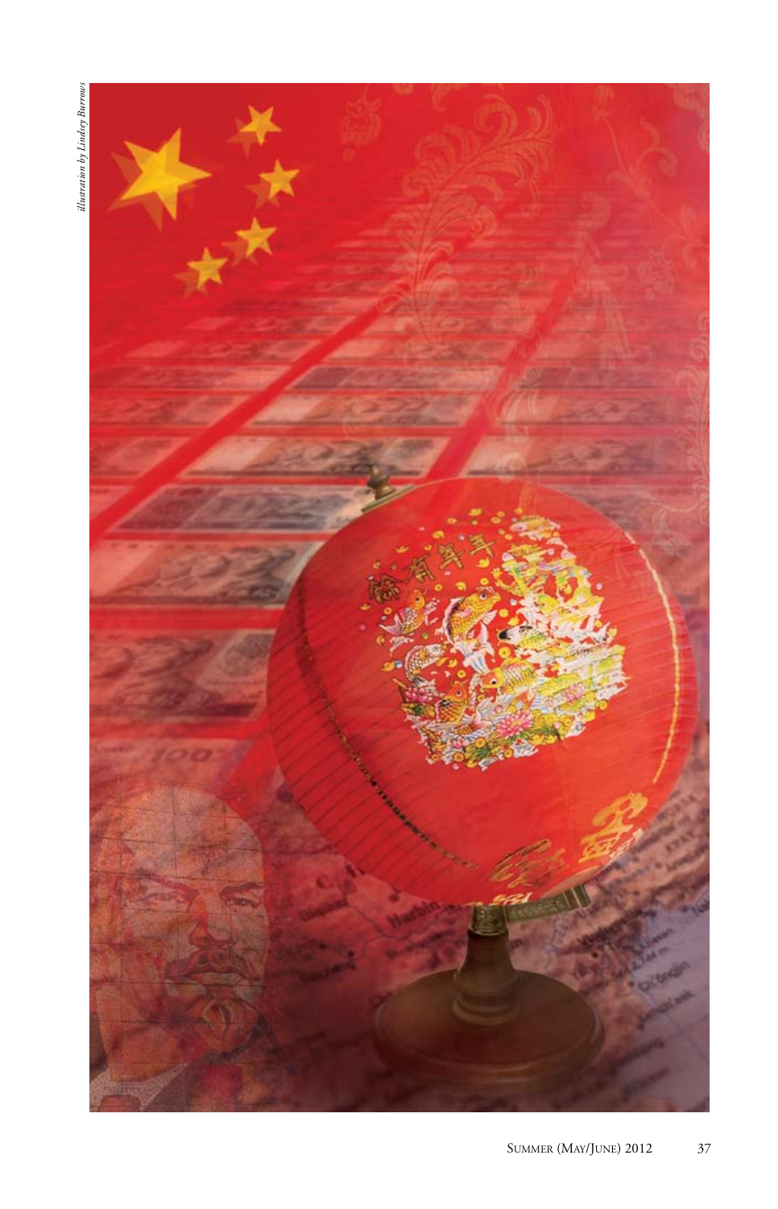*illustration by Lindsey Burrows*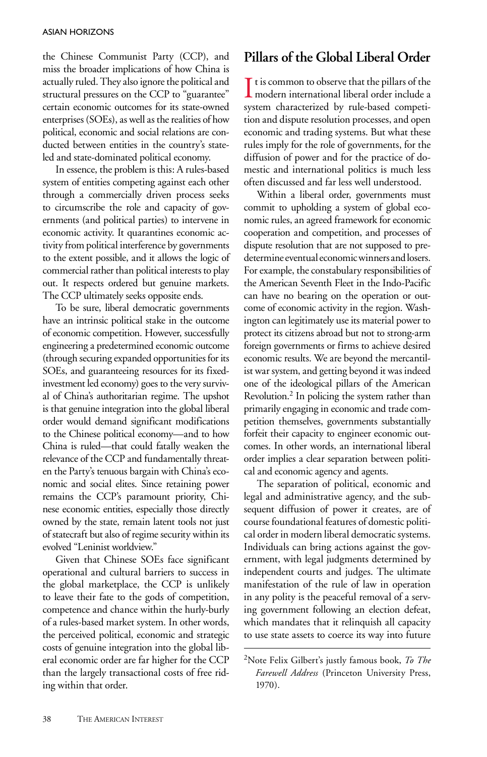the Chinese Communist Party (CCP), and miss the broader implications of how China is actually ruled. They also ignore the political and structural pressures on the CCP to "guarantee" certain economic outcomes for its state-owned enterprises (SOEs), as well as the realities of how political, economic and social relations are conducted between entities in the country's state-led and state-dominated political economy.

In essence, the problem is this: A rules-based system of entities competing against each other through a commercially driven process seeks to circumscribe the role and capacity of governments (and political parties) to intervene in economic activity. It quarantines economic activity from political interference by governments to the extent possible, and it allows the logic of commercial rather than political interests to play out. It respects ordered but genuine markets. The CCP ultimately seeks opposite ends.

To be sure, liberal democratic governments have an intrinsic political stake in the outcome of economic competition. However, successfully engineering a predetermined economic outcome (through securing expanded opportunities for its SOEs, and guaranteeing resources for its fixed-investment led economy) goes to the very survival of China's authoritarian regime. The upshot is that genuine integration into the global liberal order would demand significant modifications to the Chinese political economy—and to how China is ruled—that could fatally weaken the relevance of the CCP and fundamentally threaten the Party's tenuous bargain with China's economic and social elites. Since retaining power remains the CCP's paramount priority, Chinese economic entities, especially those directly owned by the state, remain latent tools not just of statecraft but also of regime security within its evolved "Leninist worldview."

Given that Chinese SOEs face significant operational and cultural barriers to success in the global marketplace, the CCP is unlikely to leave their fate to the gods of competition, competence and chance within the hurly-burly of a rules-based market system. In other words, the perceived political, economic and strategic costs of genuine integration into the global liberal economic order are far higher for the CCP than the largely transactional costs of free riding within that order.

## Pillars of the Global Liberal Order

It is common to observe that the pillars of the modern international liberal order include a system characterized by rule-based competition and dispute resolution processes, and open economic and trading systems. But what these rules imply for the role of governments, for the diffusion of power and for the practice of domestic and international politics is much less often discussed and far less well understood.

Within a liberal order, governments must commit to upholding a system of global economic rules, an agreed framework for economic cooperation and competition, and processes of dispute resolution that are not supposed to predetermine eventual economic winners and losers. For example, the constabulary responsibilities of the American Seventh Fleet in the Indo-Pacific can have no bearing on the operation or outcome of economic activity in the region. Washington can legitimately use its material power to protect its citizens abroad but not to strong-arm foreign governments or firms to achieve desired economic results. We are beyond the mercantilist war system, and getting beyond it was indeed one of the ideological pillars of the American Revolution.[2] In policing the system rather than primarily engaging in economic and trade competition themselves, governments substantially forfeit their capacity to engineer economic outcomes. In other words, an international liberal order implies a clear separation between political and economic agency and agents.

The separation of political, economic and legal and administrative agency, and the subsequent diffusion of power it creates, are of course foundational features of domestic political order in modern liberal democratic systems. Individuals can bring actions against the government, with legal judgments determined by independent courts and judges. The ultimate manifestation of the rule of law in operation in any polity is the peaceful removal of a serving government following an election defeat, which mandates that it relinquish all capacity to use state assets to coerce its way into future

[2] Note Felix Gilbert's justly famous book, *To The Farewell Address* (Princeton University Press, 1970).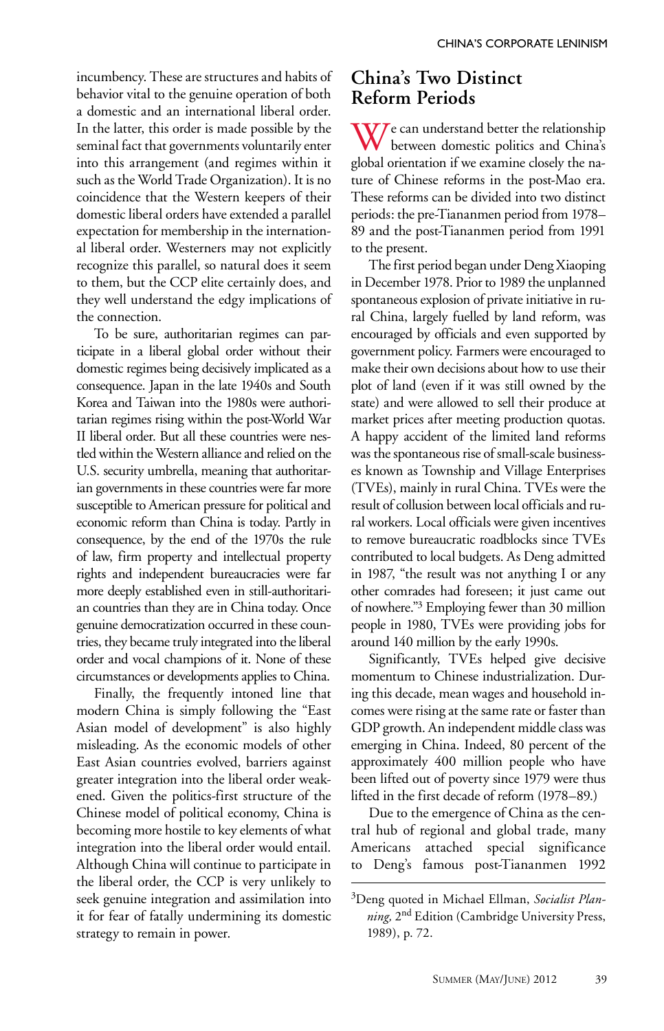incumbency. These are structures and habits of behavior vital to the genuine operation of both a domestic and an international liberal order. In the latter, this order is made possible by the seminal fact that governments voluntarily enter into this arrangement (and regimes within it such as the World Trade Organization). It is no coincidence that the Western keepers of their domestic liberal orders have extended a parallel expectation for membership in the international liberal order. Westerners may not explicitly recognize this parallel, so natural does it seem to them, but the CCP elite certainly does, and they well understand the edgy implications of the connection.

To be sure, authoritarian regimes can participate in a liberal global order without their domestic regimes being decisively implicated as a consequence. Japan in the late 1940s and South Korea and Taiwan into the 1980s were authoritarian regimes rising within the post-World War II liberal order. But all these countries were nestled within the Western alliance and relied on the U.S. security umbrella, meaning that authoritarian governments in these countries were far more susceptible to American pressure for political and economic reform than China is today. Partly in consequence, by the end of the 1970s the rule of law, firm property and intellectual property rights and independent bureaucracies were far more deeply established even in still-authoritarian countries than they are in China today. Once genuine democratization occurred in these countries, they became truly integrated into the liberal order and vocal champions of it. None of these circumstances or developments applies to China.

Finally, the frequently intoned line that modern China is simply following the "East Asian model of development" is also highly misleading. As the economic models of other East Asian countries evolved, barriers against greater integration into the liberal order weakened. Given the politics-first structure of the Chinese model of political economy, China is becoming more hostile to key elements of what integration into the liberal order would entail. Although China will continue to participate in the liberal order, the CCP is very unlikely to seek genuine integration and assimilation into it for fear of fatally undermining its domestic strategy to remain in power.

## China's Two Distinct Reform Periods

We can understand better the relationship between domestic politics and China's global orientation if we examine closely the nature of Chinese reforms in the post-Mao era. These reforms can be divided into two distinct periods: the pre-Tiananmen period from 1978–89 and the post-Tiananmen period from 1991 to the present.

The first period began under Deng Xiaoping in December 1978. Prior to 1989 the unplanned spontaneous explosion of private initiative in rural China, largely fuelled by land reform, was encouraged by officials and even supported by government policy. Farmers were encouraged to make their own decisions about how to use their plot of land (even if it was still owned by the state) and were allowed to sell their produce at market prices after meeting production quotas. A happy accident of the limited land reforms was the spontaneous rise of small-scale businesses known as Township and Village Enterprises (TVEs), mainly in rural China. TVEs were the result of collusion between local officials and rural workers. Local officials were given incentives to remove bureaucratic roadblocks since TVEs contributed to local budgets. As Deng admitted in 1987, "the result was not anything I or any other comrades had foreseen; it just came out of nowhere."[3] Employing fewer than 30 million people in 1980, TVEs were providing jobs for around 140 million by the early 1990s.

Significantly, TVEs helped give decisive momentum to Chinese industrialization. During this decade, mean wages and household incomes were rising at the same rate or faster than GDP growth. An independent middle class was emerging in China. Indeed, 80 percent of the approximately 400 million people who have been lifted out of poverty since 1979 were thus lifted in the first decade of reform (1978–89.)

Due to the emergence of China as the central hub of regional and global trade, many Americans attached special significance to Deng's famous post-Tiananmen 1992

[3] Deng quoted in Michael Ellman, *Socialist Planning,* 2nd Edition (Cambridge University Press, 1989), p. 72.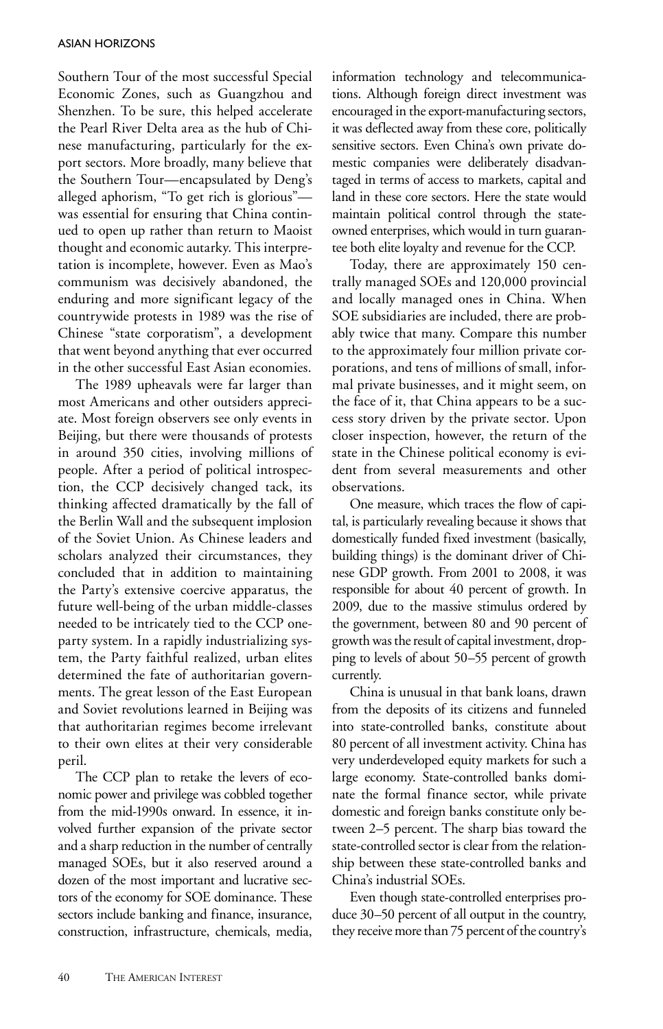Southern Tour of the most successful Special Economic Zones, such as Guangzhou and Shenzhen. To be sure, this helped accelerate the Pearl River Delta area as the hub of Chinese manufacturing, particularly for the export sectors. More broadly, many believe that the Southern Tour—encapsulated by Deng's alleged aphorism, "To get rich is glorious"—was essential for ensuring that China continued to open up rather than return to Maoist thought and economic autarky. This interpretation is incomplete, however. Even as Mao's communism was decisively abandoned, the enduring and more significant legacy of the countrywide protests in 1989 was the rise of Chinese "state corporatism", a development that went beyond anything that ever occurred in the other successful East Asian economies.

The 1989 upheavals were far larger than most Americans and other outsiders appreciate. Most foreign observers see only events in Beijing, but there were thousands of protests in around 350 cities, involving millions of people. After a period of political introspection, the CCP decisively changed tack, its thinking affected dramatically by the fall of the Berlin Wall and the subsequent implosion of the Soviet Union. As Chinese leaders and scholars analyzed their circumstances, they concluded that in addition to maintaining the Party's extensive coercive apparatus, the future well-being of the urban middle-classes needed to be intricately tied to the CCP one-party system. In a rapidly industrializing system, the Party faithful realized, urban elites determined the fate of authoritarian governments. The great lesson of the East European and Soviet revolutions learned in Beijing was that authoritarian regimes become irrelevant to their own elites at their very considerable peril.

The CCP plan to retake the levers of economic power and privilege was cobbled together from the mid-1990s onward. In essence, it involved further expansion of the private sector and a sharp reduction in the number of centrally managed SOEs, but it also reserved around a dozen of the most important and lucrative sectors of the economy for SOE dominance. These sectors include banking and finance, insurance, construction, infrastructure, chemicals, media, information technology and telecommunications. Although foreign direct investment was encouraged in the export-manufacturing sectors, it was deflected away from these core, politically sensitive sectors. Even China's own private domestic companies were deliberately disadvantaged in terms of access to markets, capital and land in these core sectors. Here the state would maintain political control through the state-owned enterprises, which would in turn guarantee both elite loyalty and revenue for the CCP.

Today, there are approximately 150 centrally managed SOEs and 120,000 provincial and locally managed ones in China. When SOE subsidiaries are included, there are probably twice that many. Compare this number to the approximately four million private corporations, and tens of millions of small, informal private businesses, and it might seem, on the face of it, that China appears to be a success story driven by the private sector. Upon closer inspection, however, the return of the state in the Chinese political economy is evident from several measurements and other observations.

One measure, which traces the flow of capital, is particularly revealing because it shows that domestically funded fixed investment (basically, building things) is the dominant driver of Chinese GDP growth. From 2001 to 2008, it was responsible for about 40 percent of growth. In 2009, due to the massive stimulus ordered by the government, between 80 and 90 percent of growth was the result of capital investment, dropping to levels of about 50–55 percent of growth currently.

China is unusual in that bank loans, drawn from the deposits of its citizens and funneled into state-controlled banks, constitute about 80 percent of all investment activity. China has very underdeveloped equity markets for such a large economy. State-controlled banks dominate the formal finance sector, while private domestic and foreign banks constitute only between 2–5 percent. The sharp bias toward the state-controlled sector is clear from the relationship between these state-controlled banks and China's industrial SOEs.

Even though state-controlled enterprises produce 30–50 percent of all output in the country, they receive more than 75 percent of the country's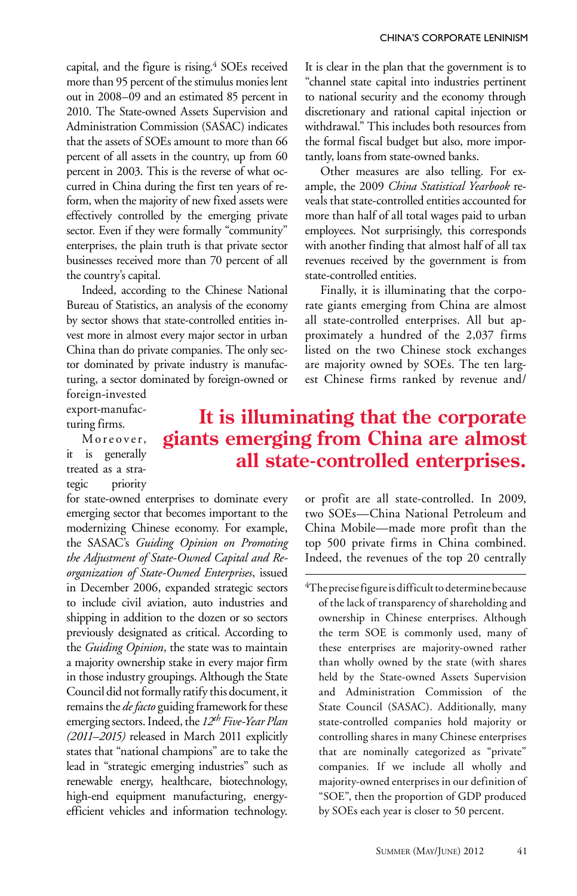capital, and the figure is rising.[4] SOEs received more than 95 percent of the stimulus monies lent out in 2008–09 and an estimated 85 percent in 2010. The State-owned Assets Supervision and Administration Commission (SASAC) indicates that the assets of SOEs amount to more than 66 percent of all assets in the country, up from 60 percent in 2003. This is the reverse of what occurred in China during the first ten years of reform, when the majority of new fixed assets were effectively controlled by the emerging private sector. Even if they were formally "community" enterprises, the plain truth is that private sector businesses received more than 70 percent of all the country's capital.

Indeed, according to the Chinese National Bureau of Statistics, an analysis of the economy by sector shows that state-controlled entities invest more in almost every major sector in urban China than do private companies. The only sector dominated by private industry is manufacturing, a sector dominated by foreign-owned or foreign-invested export-manufacturing firms.

Moreover, it is generally treated as a strategic priority for state-owned enterprises to dominate every emerging sector that becomes important to the modernizing Chinese economy. For example, the SASAC's *Guiding Opinion on Promoting the Adjustment of State-Owned Capital and Reorganization of State-Owned Enterprises*, issued in December 2006, expanded strategic sectors to include civil aviation, auto industries and shipping in addition to the dozen or so sectors previously designated as critical. According to the *Guiding Opinion*, the state was to maintain a majority ownership stake in every major firm in those industry groupings. Although the State Council did not formally ratify this document, it remains the *de facto* guiding framework for these emerging sectors. Indeed, the *12th Five-Year Plan (2011–2015)* released in March 2011 explicitly states that "national champions" are to take the lead in "strategic emerging industries" such as renewable energy, healthcare, biotechnology, high-end equipment manufacturing, energy-efficient vehicles and information technology.

It is clear in the plan that the government is to "channel state capital into industries pertinent to national security and the economy through discretionary and rational capital injection or withdrawal." This includes both resources from the formal fiscal budget but also, more importantly, loans from state-owned banks.

Other measures are also telling. For example, the 2009 *China Statistical Yearbook* reveals that state-controlled entities accounted for more than half of all total wages paid to urban employees. Not surprisingly, this corresponds with another finding that almost half of all tax revenues received by the government is from state-controlled entities.

Finally, it is illuminating that the corporate giants emerging from China are almost all state-controlled enterprises. All but approximately a hundred of the 2,037 firms listed on the two Chinese stock exchanges are majority owned by SOEs. The ten largest Chinese firms ranked by revenue and/or profit are all state-controlled. In 2009, two SOEs—China National Petroleum and China Mobile—made more profit than the top 500 private firms in China combined. Indeed, the revenues of the top 20 centrally

**It is illuminating that the corporate giants emerging from China are almost all state-controlled enterprises.**

[4] The precise figure is difficult to determine because of the lack of transparency of shareholding and ownership in Chinese enterprises. Although the term SOE is commonly used, many of these enterprises are majority-owned rather than wholly owned by the state (with shares held by the State-owned Assets Supervision and Administration Commission of the State Council (SASAC). Additionally, many state-controlled companies hold majority or controlling shares in many Chinese enterprises that are nominally categorized as "private" companies. If we include all wholly and majority-owned enterprises in our definition of "SOE", then the proportion of GDP produced by SOEs each year is closer to 50 percent.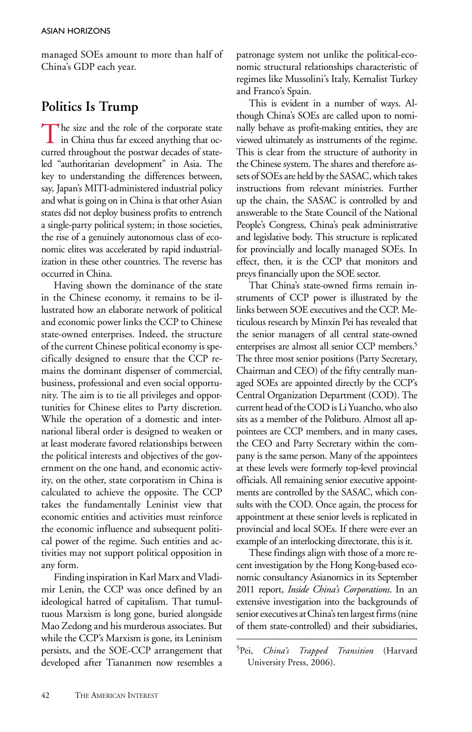managed SOEs amount to more than half of China's GDP each year.

## Politics Is Trump

The size and the role of the corporate state in China thus far exceed anything that occurred throughout the postwar decades of state-led "authoritarian development" in Asia. The key to understanding the differences between, say, Japan's MITI-administered industrial policy and what is going on in China is that other Asian states did not deploy business profits to entrench a single-party political system; in those societies, the rise of a genuinely autonomous class of economic elites was accelerated by rapid industrialization in these other countries. The reverse has occurred in China.

Having shown the dominance of the state in the Chinese economy, it remains to be illustrated how an elaborate network of political and economic power links the CCP to Chinese state-owned enterprises. Indeed, the structure of the current Chinese political economy is specifically designed to ensure that the CCP remains the dominant dispenser of commercial, business, professional and even social opportunity. The aim is to tie all privileges and opportunities for Chinese elites to Party discretion. While the operation of a domestic and international liberal order is designed to weaken or at least moderate favored relationships between the political interests and objectives of the government on the one hand, and economic activity, on the other, state corporatism in China is calculated to achieve the opposite. The CCP takes the fundamentally Leninist view that economic entities and activities must reinforce the economic influence and subsequent political power of the regime. Such entities and activities may not support political opposition in any form.

Finding inspiration in Karl Marx and Vladimir Lenin, the CCP was once defined by an ideological hatred of capitalism. That tumultuous Marxism is long gone, buried alongside Mao Zedong and his murderous associates. But while the CCP's Marxism is gone, its Leninism persists, and the SOE-CCP arrangement that developed after Tiananmen now resembles a patronage system not unlike the political-economic structural relationships characteristic of regimes like Mussolini's Italy, Kemalist Turkey and Franco's Spain.

This is evident in a number of ways. Although China's SOEs are called upon to nominally behave as profit-making entities, they are viewed ultimately as instruments of the regime. This is clear from the structure of authority in the Chinese system. The shares and therefore assets of SOEs are held by the SASAC, which takes instructions from relevant ministries. Further up the chain, the SASAC is controlled by and answerable to the State Council of the National People's Congress, China's peak administrative and legislative body. This structure is replicated for provincially and locally managed SOEs. In effect, then, it is the CCP that monitors and preys financially upon the SOE sector.

That China's state-owned firms remain instruments of CCP power is illustrated by the links between SOE executives and the CCP. Meticulous research by Minxin Pei has revealed that the senior managers of all central state-owned enterprises are almost all senior CCP members.[5] The three most senior positions (Party Secretary, Chairman and CEO) of the fifty centrally managed SOEs are appointed directly by the CCP's Central Organization Department (COD). The current head of the COD is Li Yuancho, who also sits as a member of the Politburo. Almost all appointees are CCP members, and in many cases, the CEO and Party Secretary within the company is the same person. Many of the appointees at these levels were formerly top-level provincial officials. All remaining senior executive appointments are controlled by the SASAC, which consults with the COD. Once again, the process for appointment at these senior levels is replicated in provincial and local SOEs. If there were ever an example of an interlocking directorate, this is it.

These findings align with those of a more recent investigation by the Hong Kong-based economic consultancy Asianomics in its September 2011 report, *Inside China's Corporations*. In an extensive investigation into the backgrounds of senior executives at China's ten largest firms (nine of them state-controlled) and their subsidiaries,

---

[5] Pei, *China's Trapped Transition* (Harvard University Press, 2006).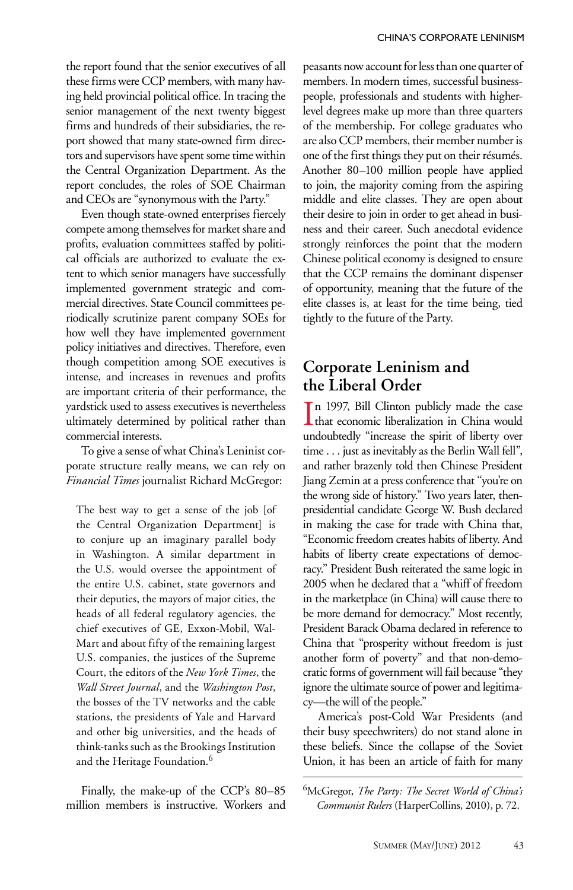the report found that the senior executives of all these firms were CCP members, with many having held provincial political office. In tracing the senior management of the next twenty biggest firms and hundreds of their subsidiaries, the report showed that many state-owned firm directors and supervisors have spent some time within the Central Organization Department. As the report concludes, the roles of SOE Chairman and CEOs are "synonymous with the Party."

Even though state-owned enterprises fiercely compete among themselves for market share and profits, evaluation committees staffed by political officials are authorized to evaluate the extent to which senior managers have successfully implemented government strategic and commercial directives. State Council committees periodically scrutinize parent company SOEs for how well they have implemented government policy initiatives and directives. Therefore, even though competition among SOE executives is intense, and increases in revenues and profits are important criteria of their performance, the yardstick used to assess executives is nevertheless ultimately determined by political rather than commercial interests.

To give a sense of what China's Leninist corporate structure really means, we can rely on *Financial Times* journalist Richard McGregor:

> The best way to get a sense of the job [of the Central Organization Department] is to conjure up an imaginary parallel body in Washington. A similar department in the U.S. would oversee the appointment of the entire U.S. cabinet, state governors and their deputies, the mayors of major cities, the heads of all federal regulatory agencies, the chief executives of GE, Exxon-Mobil, Wal-Mart and about fifty of the remaining largest U.S. companies, the justices of the Supreme Court, the editors of the *New York Times*, the *Wall Street Journal*, and the *Washington Post*, the bosses of the TV networks and the cable stations, the presidents of Yale and Harvard and other big universities, and the heads of think-tanks such as the Brookings Institution and the Heritage Foundation.[6]

Finally, the make-up of the CCP's 80–85 million members is instructive. Workers and peasants now account for less than one quarter of members. In modern times, successful businesspeople, professionals and students with higher-level degrees make up more than three quarters of the membership. For college graduates who are also CCP members, their member number is one of the first things they put on their résumés. Another 80–100 million people have applied to join, the majority coming from the aspiring middle and elite classes. They are open about their desire to join in order to get ahead in business and their career. Such anecdotal evidence strongly reinforces the point that the modern Chinese political economy is designed to ensure that the CCP remains the dominant dispenser of opportunity, meaning that the future of the elite classes is, at least for the time being, tied tightly to the future of the Party.

## Corporate Leninism and the Liberal Order

In 1997, Bill Clinton publicly made the case that economic liberalization in China would undoubtedly "increase the spirit of liberty over time . . . just as inevitably as the Berlin Wall fell", and rather brazenly told then Chinese President Jiang Zemin at a press conference that "you're on the wrong side of history." Two years later, then-presidential candidate George W. Bush declared in making the case for trade with China that, "Economic freedom creates habits of liberty. And habits of liberty create expectations of democracy." President Bush reiterated the same logic in 2005 when he declared that a "whiff of freedom in the marketplace (in China) will cause there to be more demand for democracy." Most recently, President Barack Obama declared in reference to China that "prosperity without freedom is just another form of poverty" and that non-democratic forms of government will fail because "they ignore the ultimate source of power and legitimacy—the will of the people."

America's post-Cold War Presidents (and their busy speechwriters) do not stand alone in these beliefs. Since the collapse of the Soviet Union, it has been an article of faith for many

---

[6] McGregor, *The Party: The Secret World of China's Communist Rulers* (HarperCollins, 2010), p. 72.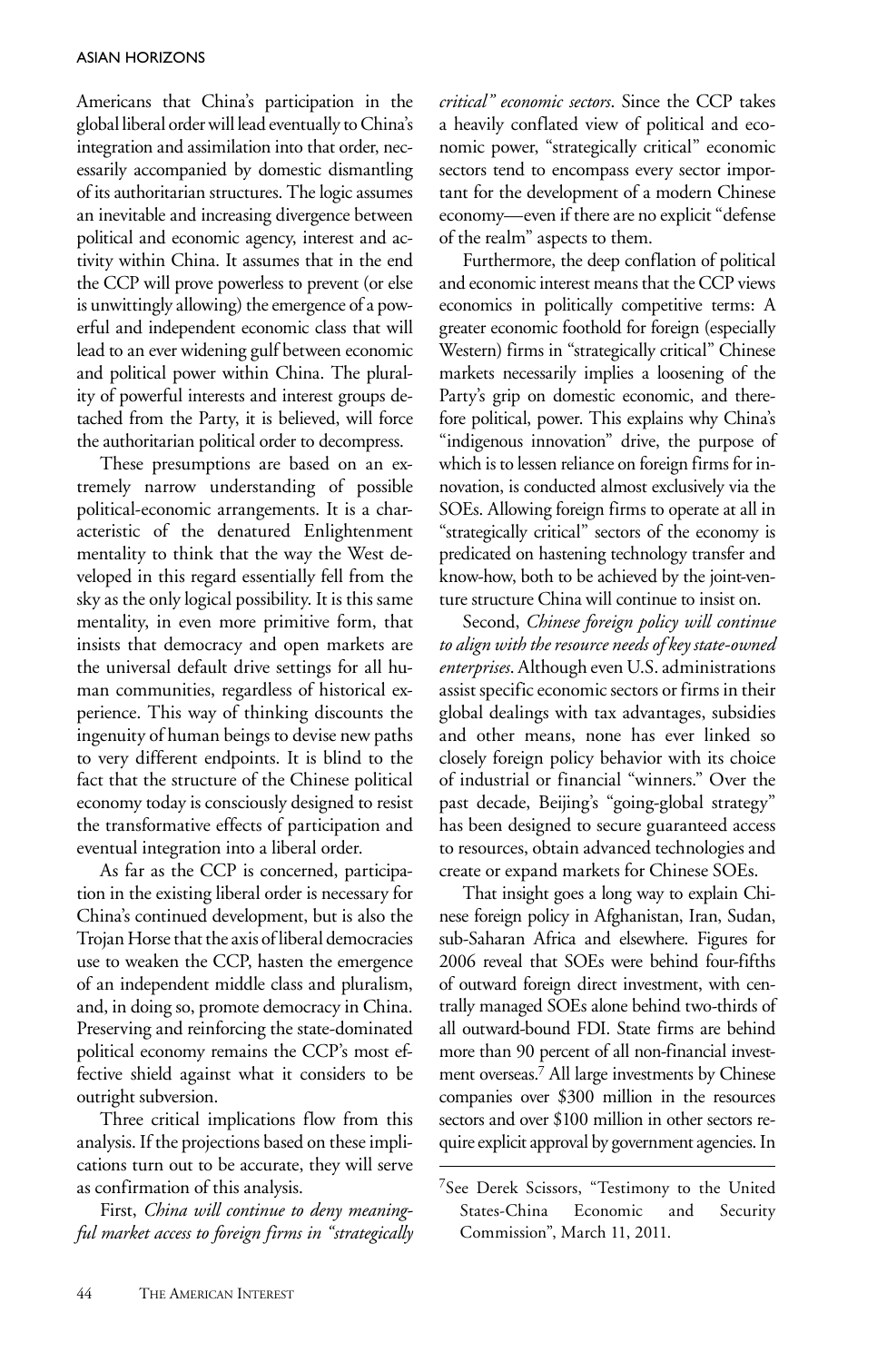Americans that China's participation in the global liberal order will lead eventually to China's integration and assimilation into that order, necessarily accompanied by domestic dismantling of its authoritarian structures. The logic assumes an inevitable and increasing divergence between political and economic agency, interest and activity within China. It assumes that in the end the CCP will prove powerless to prevent (or else is unwittingly allowing) the emergence of a powerful and independent economic class that will lead to an ever widening gulf between economic and political power within China. The plurality of powerful interests and interest groups detached from the Party, it is believed, will force the authoritarian political order to decompress.

These presumptions are based on an extremely narrow understanding of possible political-economic arrangements. It is a characteristic of the denatured Enlightenment mentality to think that the way the West developed in this regard essentially fell from the sky as the only logical possibility. It is this same mentality, in even more primitive form, that insists that democracy and open markets are the universal default drive settings for all human communities, regardless of historical experience. This way of thinking discounts the ingenuity of human beings to devise new paths to very different endpoints. It is blind to the fact that the structure of the Chinese political economy today is consciously designed to resist the transformative effects of participation and eventual integration into a liberal order.

As far as the CCP is concerned, participation in the existing liberal order is necessary for China's continued development, but is also the Trojan Horse that the axis of liberal democracies use to weaken the CCP, hasten the emergence of an independent middle class and pluralism, and, in doing so, promote democracy in China. Preserving and reinforcing the state-dominated political economy remains the CCP's most effective shield against what it considers to be outright subversion.

Three critical implications flow from this analysis. If the projections based on these implications turn out to be accurate, they will serve as confirmation of this analysis.

First, *China will continue to deny meaningful market access to foreign firms in "strategically critical" economic sectors*. Since the CCP takes a heavily conflated view of political and economic power, "strategically critical" economic sectors tend to encompass every sector important for the development of a modern Chinese economy—even if there are no explicit "defense of the realm" aspects to them.

Furthermore, the deep conflation of political and economic interest means that the CCP views economics in politically competitive terms: A greater economic foothold for foreign (especially Western) firms in "strategically critical" Chinese markets necessarily implies a loosening of the Party's grip on domestic economic, and therefore political, power. This explains why China's "indigenous innovation" drive, the purpose of which is to lessen reliance on foreign firms for innovation, is conducted almost exclusively via the SOEs. Allowing foreign firms to operate at all in "strategically critical" sectors of the economy is predicated on hastening technology transfer and know-how, both to be achieved by the joint-venture structure China will continue to insist on.

Second, *Chinese foreign policy will continue to align with the resource needs of key state-owned enterprises*. Although even U.S. administrations assist specific economic sectors or firms in their global dealings with tax advantages, subsidies and other means, none has ever linked so closely foreign policy behavior with its choice of industrial or financial "winners." Over the past decade, Beijing's "going-global strategy" has been designed to secure guaranteed access to resources, obtain advanced technologies and create or expand markets for Chinese SOEs.

That insight goes a long way to explain Chinese foreign policy in Afghanistan, Iran, Sudan, sub-Saharan Africa and elsewhere. Figures for 2006 reveal that SOEs were behind four-fifths of outward foreign direct investment, with centrally managed SOEs alone behind two-thirds of all outward-bound FDI. State firms are behind more than 90 percent of all non-financial investment overseas.[7] All large investments by Chinese companies over $300 million in the resources sectors and over $100 million in other sectors require explicit approval by government agencies. In

[7]See Derek Scissors, "Testimony to the United States-China Economic and Security Commission", March 11, 2011.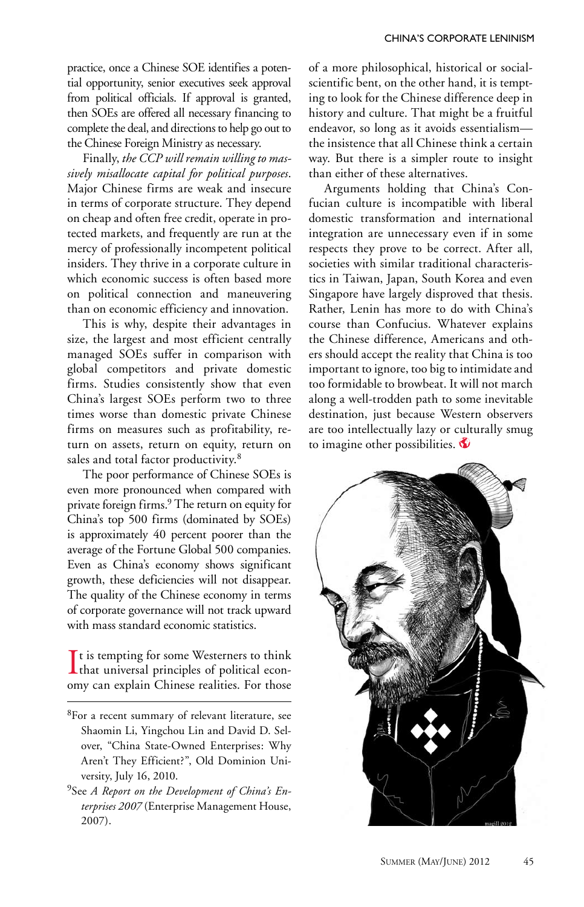practice, once a Chinese SOE identifies a potential opportunity, senior executives seek approval from political officials. If approval is granted, then SOEs are offered all necessary financing to complete the deal, and directions to help go out to the Chinese Foreign Ministry as necessary.

Finally, *the CCP will remain willing to massively misallocate capital for political purposes*. Major Chinese firms are weak and insecure in terms of corporate structure. They depend on cheap and often free credit, operate in protected markets, and frequently are run at the mercy of professionally incompetent political insiders. They thrive in a corporate culture in which economic success is often based more on political connection and maneuvering than on economic efficiency and innovation.

This is why, despite their advantages in size, the largest and most efficient centrally managed SOEs suffer in comparison with global competitors and private domestic firms. Studies consistently show that even China's largest SOEs perform two to three times worse than domestic private Chinese firms on measures such as profitability, return on assets, return on equity, return on sales and total factor productivity.[8]

The poor performance of Chinese SOEs is even more pronounced when compared with private foreign firms.[9] The return on equity for China's top 500 firms (dominated by SOEs) is approximately 40 percent poorer than the average of the Fortune Global 500 companies. Even as China's economy shows significant growth, these deficiencies will not disappear. The quality of the Chinese economy in terms of corporate governance will not track upward with mass standard economic statistics.

It is tempting for some Westerners to think that universal principles of political economy can explain Chinese realities. For those of a more philosophical, historical or social-scientific bent, on the other hand, it is tempting to look for the Chinese difference deep in history and culture. That might be a fruitful endeavor, so long as it avoids essentialism—the insistence that all Chinese think a certain way. But there is a simpler route to insight than either of these alternatives.

Arguments holding that China's Confucian culture is incompatible with liberal domestic transformation and international integration are unnecessary even if in some respects they prove to be correct. After all, societies with similar traditional characteristics in Taiwan, Japan, South Korea and even Singapore have largely disproved that thesis. Rather, Lenin has more to do with China's course than Confucius. Whatever explains the Chinese difference, Americans and others should accept the reality that China is too important to ignore, too big to intimidate and too formidable to browbeat. It will not march along a well-trodden path to some inevitable destination, just because Western observers are too intellectually lazy or culturally smug to imagine other possibilities.

---

[8] For a recent summary of relevant literature, see Shaomin Li, Yingchou Lin and David D. Selover, "China State-Owned Enterprises: Why Aren't They Efficient?", Old Dominion University, July 16, 2010.

[9] See *A Report on the Development of China's Enterprises 2007* (Enterprise Management House, 2007).